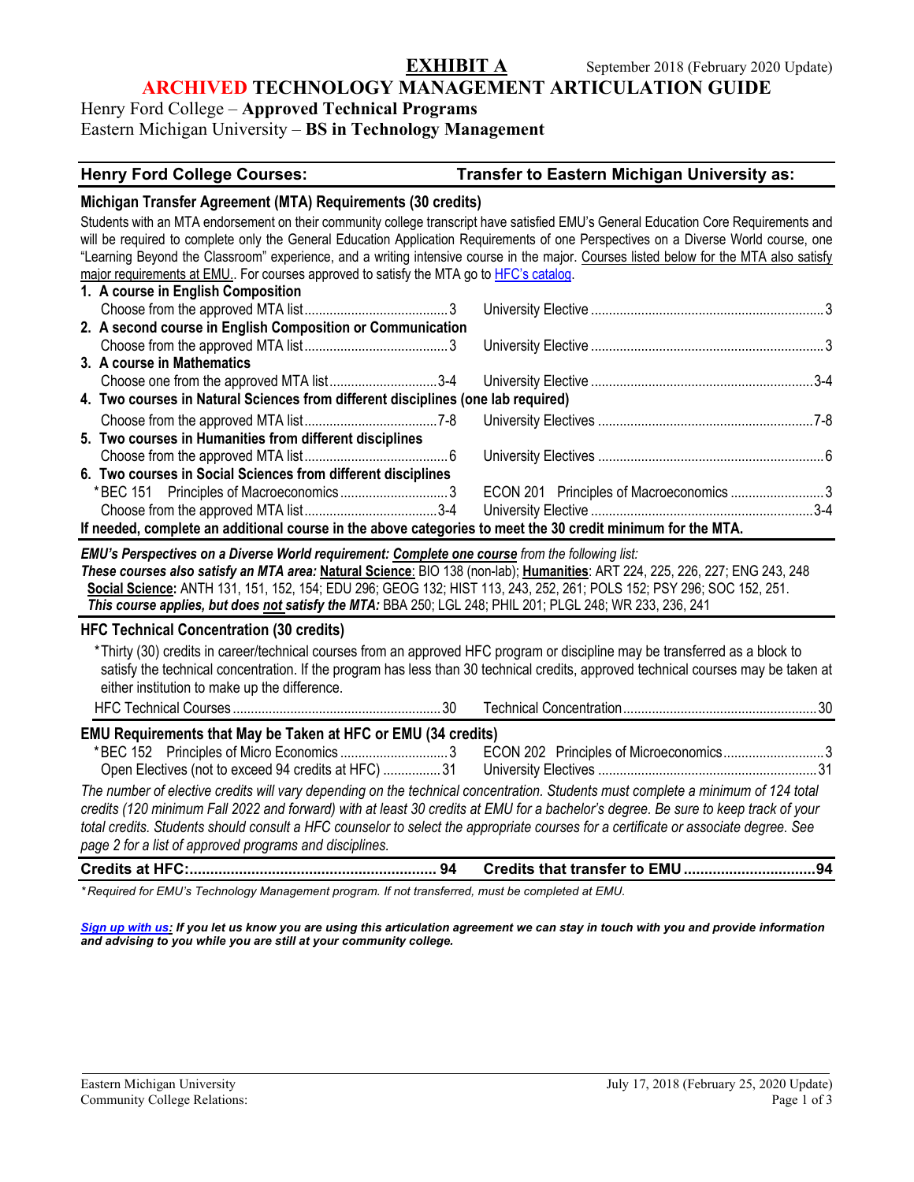**EXHIBIT A** September 2018 (February 2020 Update)

# ARCHIVED TECHNOLOGY MANAGEMENT ARTICULATION GUIDE

Henry Ford College – **Approved Technical Programs**
Eastern Michigan University – **BS in Technology Management**

| Henry Ford College Courses: | Credits | Transfer to Eastern Michigan University as: | Credits |
|---|---|---|---|

## Michigan Transfer Agreement (MTA) Requirements (30 credits)

Students with an MTA endorsement on their community college transcript have satisfied EMU's General Education Core Requirements and will be required to complete only the General Education Application Requirements of one Perspectives on a Diverse World course, one "Learning Beyond the Classroom" experience, and a writing intensive course in the major. Courses listed below for the MTA also satisfy major requirements at EMU.. For courses approved to satisfy the MTA go to HFC's catalog.

| Henry Ford College Courses | Credits | Transfer to Eastern Michigan University as | Credits |
|---|---|---|---|
| **1. A course in English Composition** | | | |
| Choose from the approved MTA list | 3 | University Elective | 3 |
| **2. A second course in English Composition or Communication** | | | |
| Choose from the approved MTA list | 3 | University Elective | 3 |
| **3. A course in Mathematics** | | | |
| Choose one from the approved MTA list | 3-4 | University Elective | 3-4 |
| **4. Two courses in Natural Sciences from different disciplines (one lab required)** | | | |
| Choose from the approved MTA list | 7-8 | University Electives | 7-8 |
| **5. Two courses in Humanities from different disciplines** | | | |
| Choose from the approved MTA list | 6 | University Electives | 6 |
| **6. Two courses in Social Sciences from different disciplines** | | | |
| *BEC 151 Principles of Macroeconomics | 3 | ECON 201 Principles of Macroeconomics | 3 |
| Choose from the approved MTA list | 3-4 | University Elective | 3-4 |

**If needed, complete an additional course in the above categories to meet the 30 credit minimum for the MTA.**

***EMU's Perspectives on a Diverse World requirement: Complete one course** from the following list:*
***These courses also satisfy an MTA area:* Natural Science**: BIO 138 (non-lab); **Humanities**: ART 224, 225, 226, 227; ENG 243, 248
**Social Science:** ANTH 131, 151, 152, 154; EDU 296; GEOG 132; HIST 113, 243, 252, 261; POLS 152; PSY 296; SOC 152, 251.
***This course applies, but does not satisfy the MTA:*** BBA 250; LGL 248; PHIL 201; PLGL 248; WR 233, 236, 241

## HFC Technical Concentration (30 credits)

*Thirty (30) credits in career/technical courses from an approved HFC program or discipline may be transferred as a block to satisfy the technical concentration. If the program has less than 30 technical credits, approved technical courses may be taken at either institution to make up the difference.

| Henry Ford College Courses | Credits | Transfer to Eastern Michigan University as | Credits |
|---|---|---|---|
| HFC Technical Courses | 30 | Technical Concentration | 30 |

## EMU Requirements that May be Taken at HFC or EMU (34 credits)

| Henry Ford College Courses | Credits | Transfer to Eastern Michigan University as | Credits |
|---|---|---|---|
| *BEC 152 Principles of Micro Economics | 3 | ECON 202 Principles of Microeconomics | 3 |
| Open Electives (not to exceed 94 credits at HFC) | 31 | University Electives | 31 |

*The number of elective credits will vary depending on the technical concentration. Students must complete a minimum of 124 total credits (120 minimum Fall 2022 and forward) with at least 30 credits at EMU for a bachelor's degree. Be sure to keep track of your total credits. Students should consult a HFC counselor to select the appropriate courses for a certificate or associate degree. See page 2 for a list of approved programs and disciplines.*

| **Credits at HFC:** | **94** | **Credits that transfer to EMU** | **94** |
|---|---|---|---|

*\*Required for EMU's Technology Management program. If not transferred, must be completed at EMU.*

***Sign up with us:** If you let us know you are using this articulation agreement we can stay in touch with you and provide information and advising to you while you are still at your community college.*

Eastern Michigan University
Community College Relations: July 17, 2018 (February 25, 2020 Update)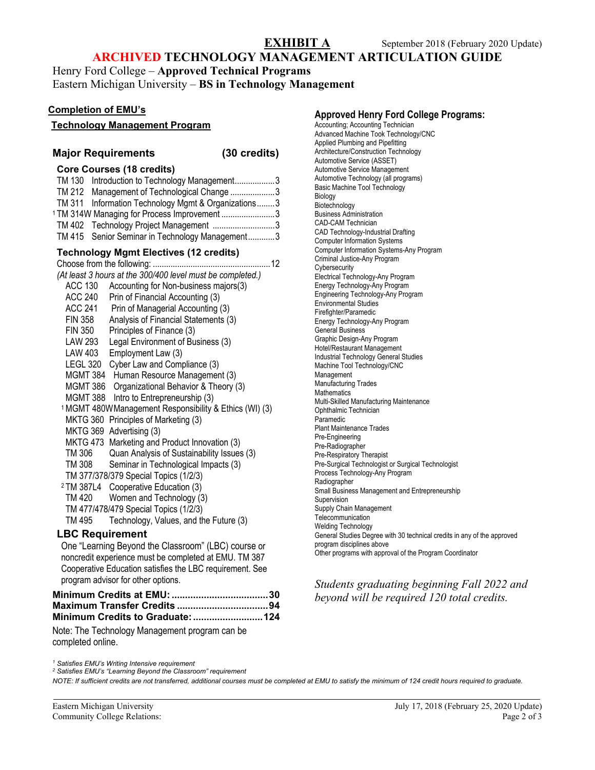**EXHIBIT A** September 2018 (February 2020 Update)

# ARCHIVED TECHNOLOGY MANAGEMENT ARTICULATION GUIDE

Henry Ford College – **Approved Technical Programs**

Eastern Michigan University – **BS in Technology Management**

## Completion of EMU's Technology Management Program

### Major Requirements (30 credits)

**Core Courses (18 credits)**

- TM 130 Introduction to Technology Management ..... 3
- TM 212 Management of Technological Change ..... 3
- TM 311 Information Technology Mgmt & Organizations ..... 3
- [1] TM 314W Managing for Process Improvement ..... 3
- TM 402 Technology Project Management ..... 3
- TM 415 Senior Seminar in Technology Management ..... 3

**Technology Mgmt Electives (12 credits)**

Choose from the following: ..... 12

*(At least 3 hours at the 300/400 level must be completed.)*

- ACC 130 Accounting for Non-business majors(3)
- ACC 240 Prin of Financial Accounting (3)
- ACC 241 Prin of Managerial Accounting (3)
- FIN 358 Analysis of Financial Statements (3)
- FIN 350 Principles of Finance (3)
- LAW 293 Legal Environment of Business (3)
- LAW 403 Employment Law (3)
- LEGL 320 Cyber Law and Compliance (3)
- MGMT 384 Human Resource Management (3)
- MGMT 386 Organizational Behavior & Theory (3)
- MGMT 388 Intro to Entrepreneurship (3)
- [1] MGMT 480W Management Responsibility & Ethics (WI) (3)
- MKTG 360 Principles of Marketing (3)
- MKTG 369 Advertising (3)
- MKTG 473 Marketing and Product Innovation (3)
- TM 306 Quan Analysis of Sustainability Issues (3)
- TM 308 Seminar in Technological Impacts (3)
- TM 377/378/379 Special Topics (1/2/3)
- [2] TM 387L4 Cooperative Education (3)
- TM 420 Women and Technology (3)
- TM 477/478/479 Special Topics (1/2/3)
- TM 495 Technology, Values, and the Future (3)

### LBC Requirement

One "Learning Beyond the Classroom" (LBC) course or noncredit experience must be completed at EMU. TM 387 Cooperative Education satisfies the LBC requirement. See program advisor for other options.

**Minimum Credits at EMU: ..... 30**
**Maximum Transfer Credits ..... 94**
**Minimum Credits to Graduate: ..... 124**

Note: The Technology Management program can be completed online.

## Approved Henry Ford College Programs:

- Accounting; Accounting Technician
- Advanced Machine Took Technology/CNC
- Applied Plumbing and Pipefitting
- Architecture/Construction Technology
- Automotive Service (ASSET)
- Automotive Service Management
- Automotive Technology (all programs)
- Basic Machine Tool Technology
- Biology
- Biotechnology
- Business Administration
- CAD-CAM Technician
- CAD Technology-Industrial Drafting
- Computer Information Systems
- Computer Information Systems-Any Program
- Criminal Justice-Any Program
- Cybersecurity
- Electrical Technology-Any Program
- Energy Technology-Any Program
- Engineering Technology-Any Program
- Environmental Studies
- Firefighter/Paramedic
- Energy Technology-Any Program
- General Business
- Graphic Design-Any Program
- Hotel/Restaurant Management
- Industrial Technology General Studies
- Machine Tool Technology/CNC
- Management
- Manufacturing Trades
- Mathematics
- Multi-Skilled Manufacturing Maintenance
- Ophthalmic Technician
- Paramedic
- Plant Maintenance Trades
- Pre-Engineering
- Pre-Radiographer
- Pre-Respiratory Therapist
- Pre-Surgical Technologist or Surgical Technologist
- Process Technology-Any Program
- Radiographer
- Small Business Management and Entrepreneurship
- Supervision
- Supply Chain Management
- Telecommunication
- Welding Technology
- General Studies Degree with 30 technical credits in any of the approved program disciplines above
- Other programs with approval of the Program Coordinator

*Students graduating beginning Fall 2022 and beyond will be required 120 total credits.*

[1] *Satisfies EMU's Writing Intensive requirement*

[2] *Satisfies EMU's "Learning Beyond the Classroom" requirement*

*NOTE: If sufficient credits are not transferred, additional courses must be completed at EMU to satisfy the minimum of 124 credit hours required to graduate.*

Eastern Michigan University
Community College Relations: July 17, 2018 (February 25, 2020 Update)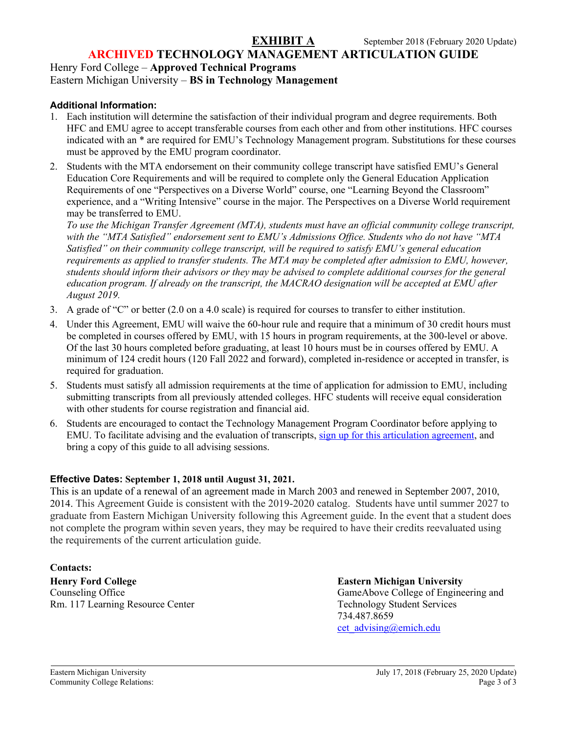**EXHIBIT A** September 2018 (February 2020 Update)

# ARCHIVED TECHNOLOGY MANAGEMENT ARTICULATION GUIDE

Henry Ford College – **Approved Technical Programs**
Eastern Michigan University – **BS in Technology Management**

### Additional Information:

1. Each institution will determine the satisfaction of their individual program and degree requirements. Both HFC and EMU agree to accept transferable courses from each other and from other institutions. HFC courses indicated with an * are required for EMU's Technology Management program. Substitutions for these courses must be approved by the EMU program coordinator.
2. Students with the MTA endorsement on their community college transcript have satisfied EMU's General Education Core Requirements and will be required to complete only the General Education Application Requirements of one "Perspectives on a Diverse World" course, one "Learning Beyond the Classroom" experience, and a "Writing Intensive" course in the major. The Perspectives on a Diverse World requirement may be transferred to EMU.
   *To use the Michigan Transfer Agreement (MTA), students must have an official community college transcript, with the "MTA Satisfied" endorsement sent to EMU's Admissions Office. Students who do not have "MTA Satisfied" on their community college transcript, will be required to satisfy EMU's general education requirements as applied to transfer students. The MTA may be completed after admission to EMU, however, students should inform their advisors or they may be advised to complete additional courses for the general education program. If already on the transcript, the MACRAO designation will be accepted at EMU after August 2019.*
3. A grade of "C" or better (2.0 on a 4.0 scale) is required for courses to transfer to either institution.
4. Under this Agreement, EMU will waive the 60-hour rule and require that a minimum of 30 credit hours must be completed in courses offered by EMU, with 15 hours in program requirements, at the 300-level or above. Of the last 30 hours completed before graduating, at least 10 hours must be in courses offered by EMU. A minimum of 124 credit hours (120 Fall 2022 and forward), completed in-residence or accepted in transfer, is required for graduation.
5. Students must satisfy all admission requirements at the time of application for admission to EMU, including submitting transcripts from all previously attended colleges. HFC students will receive equal consideration with other students for course registration and financial aid.
6. Students are encouraged to contact the Technology Management Program Coordinator before applying to EMU. To facilitate advising and the evaluation of transcripts, sign up for this articulation agreement, and bring a copy of this guide to all advising sessions.

### Effective Dates: September 1, 2018 until August 31, 2021.

This is an update of a renewal of an agreement made in March 2003 and renewed in September 2007, 2010, 2014. This Agreement Guide is consistent with the 2019-2020 catalog. Students have until summer 2027 to graduate from Eastern Michigan University following this Agreement guide. In the event that a student does not complete the program within seven years, they may be required to have their credits reevaluated using the requirements of the current articulation guide.

**Contacts:**

**Henry Ford College**
Counseling Office
Rm. 117 Learning Resource Center

**Eastern Michigan University**
GameAbove College of Engineering and Technology Student Services
734.487.8659
cet_advising@emich.edu

Eastern Michigan University
Community College Relations: July 17, 2018 (February 25, 2020 Update)